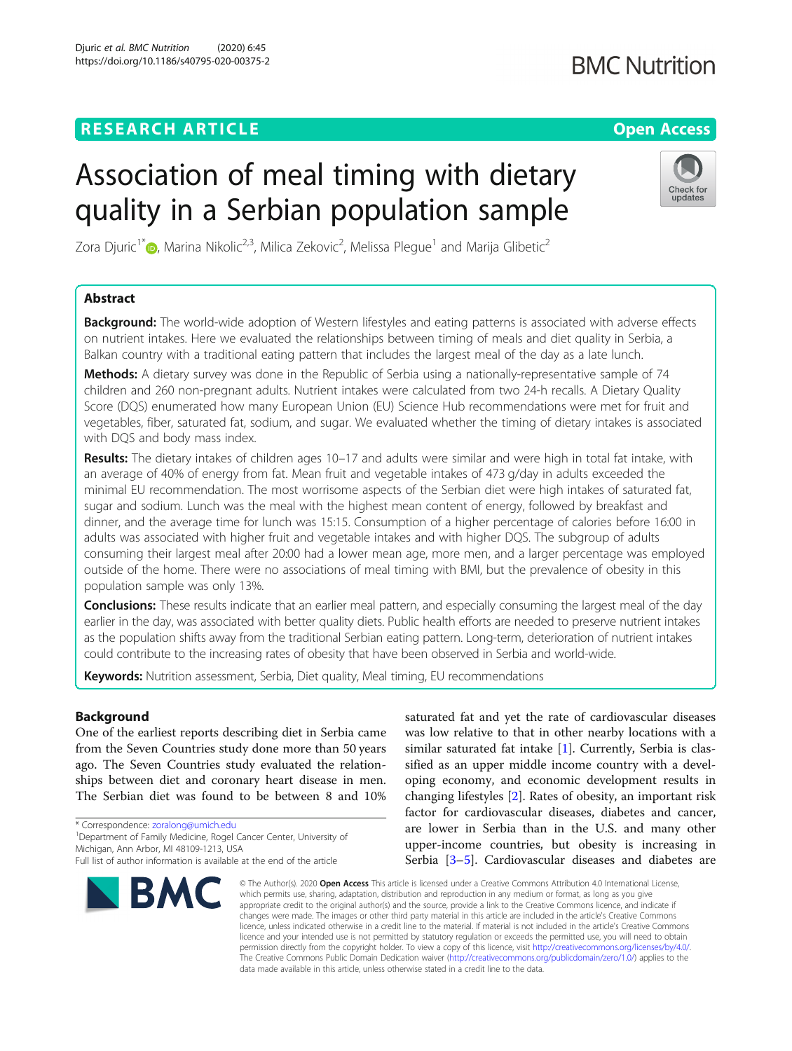RESEARCH ARTICLE

Open Access

# Association of meal timing with dietary quality in a Serbian population sample

Zora Djuric[1*], Marina Nikolic[2,3], Milica Zekovic[2], Melissa Plegue[1] and Marija Glibetic[2]

## Abstract

**Background:** The world-wide adoption of Western lifestyles and eating patterns is associated with adverse effects on nutrient intakes. Here we evaluated the relationships between timing of meals and diet quality in Serbia, a Balkan country with a traditional eating pattern that includes the largest meal of the day as a late lunch.

**Methods:** A dietary survey was done in the Republic of Serbia using a nationally-representative sample of 74 children and 260 non-pregnant adults. Nutrient intakes were calculated from two 24-h recalls. A Dietary Quality Score (DQS) enumerated how many European Union (EU) Science Hub recommendations were met for fruit and vegetables, fiber, saturated fat, sodium, and sugar. We evaluated whether the timing of dietary intakes is associated with DQS and body mass index.

**Results:** The dietary intakes of children ages 10–17 and adults were similar and were high in total fat intake, with an average of 40% of energy from fat. Mean fruit and vegetable intakes of 473 g/day in adults exceeded the minimal EU recommendation. The most worrisome aspects of the Serbian diet were high intakes of saturated fat, sugar and sodium. Lunch was the meal with the highest mean content of energy, followed by breakfast and dinner, and the average time for lunch was 15:15. Consumption of a higher percentage of calories before 16:00 in adults was associated with higher fruit and vegetable intakes and with higher DQS. The subgroup of adults consuming their largest meal after 20:00 had a lower mean age, more men, and a larger percentage was employed outside of the home. There were no associations of meal timing with BMI, but the prevalence of obesity in this population sample was only 13%.

**Conclusions:** These results indicate that an earlier meal pattern, and especially consuming the largest meal of the day earlier in the day, was associated with better quality diets. Public health efforts are needed to preserve nutrient intakes as the population shifts away from the traditional Serbian eating pattern. Long-term, deterioration of nutrient intakes could contribute to the increasing rates of obesity that have been observed in Serbia and world-wide.

**Keywords:** Nutrition assessment, Serbia, Diet quality, Meal timing, EU recommendations

## Background

One of the earliest reports describing diet in Serbia came from the Seven Countries study done more than 50 years ago. The Seven Countries study evaluated the relationships between diet and coronary heart disease in men. The Serbian diet was found to be between 8 and 10% saturated fat and yet the rate of cardiovascular diseases was low relative to that in other nearby locations with a similar saturated fat intake [1]. Currently, Serbia is classified as an upper middle income country with a developing economy, and economic development results in changing lifestyles [2]. Rates of obesity, an important risk factor for cardiovascular diseases, diabetes and cancer, are lower in Serbia than in the U.S. and many other upper-income countries, but obesity is increasing in Serbia [3–5]. Cardiovascular diseases and diabetes are

* Correspondence: zoralong@umich.edu
[1]Department of Family Medicine, Rogel Cancer Center, University of Michigan, Ann Arbor, MI 48109-1213, USA
Full list of author information is available at the end of the article

© The Author(s). 2020 **Open Access** This article is licensed under a Creative Commons Attribution 4.0 International License, which permits use, sharing, adaptation, distribution and reproduction in any medium or format, as long as you give appropriate credit to the original author(s) and the source, provide a link to the Creative Commons licence, and indicate if changes were made. The images or other third party material in this article are included in the article's Creative Commons licence, unless indicated otherwise in a credit line to the material. If material is not included in the article's Creative Commons licence and your intended use is not permitted by statutory regulation or exceeds the permitted use, you will need to obtain permission directly from the copyright holder. To view a copy of this licence, visit http://creativecommons.org/licenses/by/4.0/. The Creative Commons Public Domain Dedication waiver (http://creativecommons.org/publicdomain/zero/1.0/) applies to the data made available in this article, unless otherwise stated in a credit line to the data.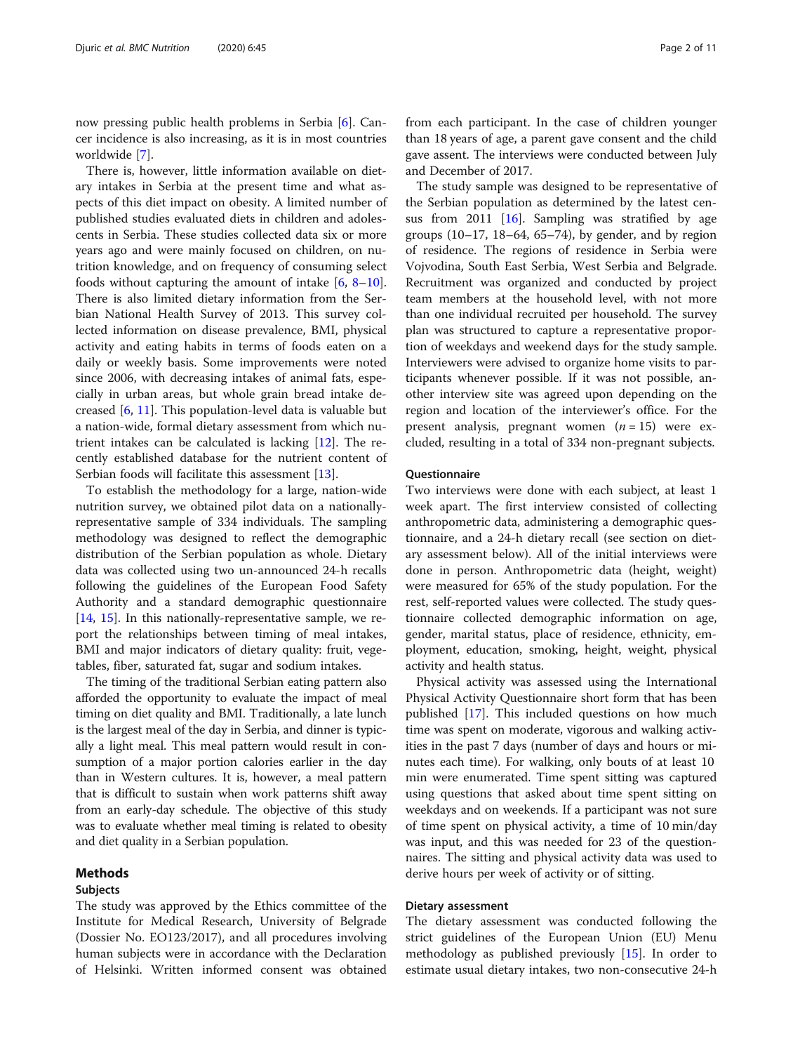now pressing public health problems in Serbia [6]. Cancer incidence is also increasing, as it is in most countries worldwide [7].

There is, however, little information available on dietary intakes in Serbia at the present time and what aspects of this diet impact on obesity. A limited number of published studies evaluated diets in children and adolescents in Serbia. These studies collected data six or more years ago and were mainly focused on children, on nutrition knowledge, and on frequency of consuming select foods without capturing the amount of intake [6, 8–10]. There is also limited dietary information from the Serbian National Health Survey of 2013. This survey collected information on disease prevalence, BMI, physical activity and eating habits in terms of foods eaten on a daily or weekly basis. Some improvements were noted since 2006, with decreasing intakes of animal fats, especially in urban areas, but whole grain bread intake decreased [6, 11]. This population-level data is valuable but a nation-wide, formal dietary assessment from which nutrient intakes can be calculated is lacking [12]. The recently established database for the nutrient content of Serbian foods will facilitate this assessment [13].

To establish the methodology for a large, nation-wide nutrition survey, we obtained pilot data on a nationally-representative sample of 334 individuals. The sampling methodology was designed to reflect the demographic distribution of the Serbian population as whole. Dietary data was collected using two un-announced 24-h recalls following the guidelines of the European Food Safety Authority and a standard demographic questionnaire [14, 15]. In this nationally-representative sample, we report the relationships between timing of meal intakes, BMI and major indicators of dietary quality: fruit, vegetables, fiber, saturated fat, sugar and sodium intakes.

The timing of the traditional Serbian eating pattern also afforded the opportunity to evaluate the impact of meal timing on diet quality and BMI. Traditionally, a late lunch is the largest meal of the day in Serbia, and dinner is typically a light meal. This meal pattern would result in consumption of a major portion calories earlier in the day than in Western cultures. It is, however, a meal pattern that is difficult to sustain when work patterns shift away from an early-day schedule. The objective of this study was to evaluate whether meal timing is related to obesity and diet quality in a Serbian population.

## Methods

### Subjects

The study was approved by the Ethics committee of the Institute for Medical Research, University of Belgrade (Dossier No. EO123/2017), and all procedures involving human subjects were in accordance with the Declaration of Helsinki. Written informed consent was obtained from each participant. In the case of children younger than 18 years of age, a parent gave consent and the child gave assent. The interviews were conducted between July and December of 2017.

The study sample was designed to be representative of the Serbian population as determined by the latest census from 2011 [16]. Sampling was stratified by age groups (10–17, 18–64, 65–74), by gender, and by region of residence. The regions of residence in Serbia were Vojvodina, South East Serbia, West Serbia and Belgrade. Recruitment was organized and conducted by project team members at the household level, with not more than one individual recruited per household. The survey plan was structured to capture a representative proportion of weekdays and weekend days for the study sample. Interviewers were advised to organize home visits to participants whenever possible. If it was not possible, another interview site was agreed upon depending on the region and location of the interviewer's office. For the present analysis, pregnant women ($n = 15$) were excluded, resulting in a total of 334 non-pregnant subjects.

### Questionnaire

Two interviews were done with each subject, at least 1 week apart. The first interview consisted of collecting anthropometric data, administering a demographic questionnaire, and a 24-h dietary recall (see section on dietary assessment below). All of the initial interviews were done in person. Anthropometric data (height, weight) were measured for 65% of the study population. For the rest, self-reported values were collected. The study questionnaire collected demographic information on age, gender, marital status, place of residence, ethnicity, employment, education, smoking, height, weight, physical activity and health status.

Physical activity was assessed using the International Physical Activity Questionnaire short form that has been published [17]. This included questions on how much time was spent on moderate, vigorous and walking activities in the past 7 days (number of days and hours or minutes each time). For walking, only bouts of at least 10 min were enumerated. Time spent sitting was captured using questions that asked about time spent sitting on weekdays and on weekends. If a participant was not sure of time spent on physical activity, a time of 10 min/day was input, and this was needed for 23 of the questionnaires. The sitting and physical activity data was used to derive hours per week of activity or of sitting.

### Dietary assessment

The dietary assessment was conducted following the strict guidelines of the European Union (EU) Menu methodology as published previously [15]. In order to estimate usual dietary intakes, two non-consecutive 24-h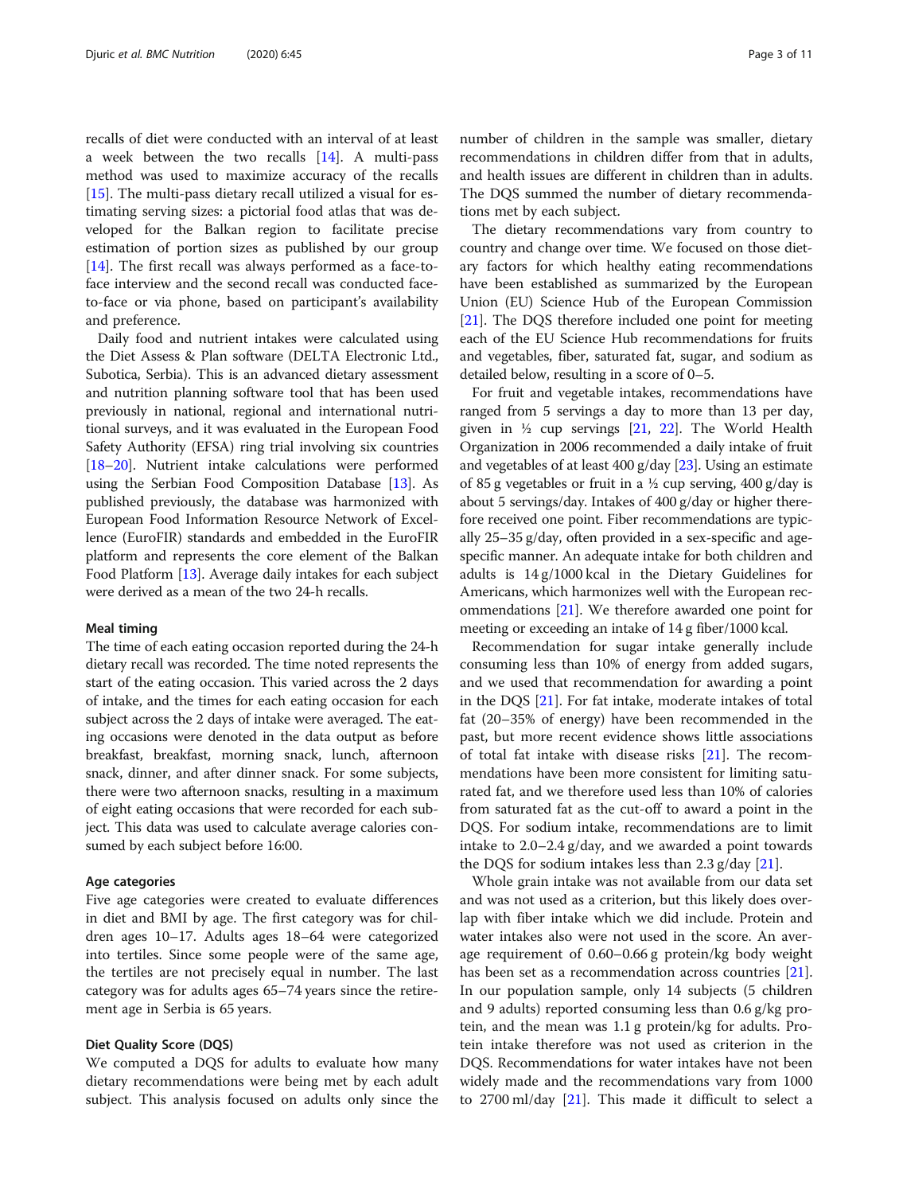recalls of diet were conducted with an interval of at least a week between the two recalls [14]. A multi-pass method was used to maximize accuracy of the recalls [15]. The multi-pass dietary recall utilized a visual for estimating serving sizes: a pictorial food atlas that was developed for the Balkan region to facilitate precise estimation of portion sizes as published by our group [14]. The first recall was always performed as a face-to-face interview and the second recall was conducted face-to-face or via phone, based on participant's availability and preference.

Daily food and nutrient intakes were calculated using the Diet Assess & Plan software (DELTA Electronic Ltd., Subotica, Serbia). This is an advanced dietary assessment and nutrition planning software tool that has been used previously in national, regional and international nutritional surveys, and it was evaluated in the European Food Safety Authority (EFSA) ring trial involving six countries [18–20]. Nutrient intake calculations were performed using the Serbian Food Composition Database [13]. As published previously, the database was harmonized with European Food Information Resource Network of Excellence (EuroFIR) standards and embedded in the EuroFIR platform and represents the core element of the Balkan Food Platform [13]. Average daily intakes for each subject were derived as a mean of the two 24-h recalls.

### Meal timing

The time of each eating occasion reported during the 24-h dietary recall was recorded. The time noted represents the start of the eating occasion. This varied across the 2 days of intake, and the times for each eating occasion for each subject across the 2 days of intake were averaged. The eating occasions were denoted in the data output as before breakfast, breakfast, morning snack, lunch, afternoon snack, dinner, and after dinner snack. For some subjects, there were two afternoon snacks, resulting in a maximum of eight eating occasions that were recorded for each subject. This data was used to calculate average calories consumed by each subject before 16:00.

### Age categories

Five age categories were created to evaluate differences in diet and BMI by age. The first category was for children ages 10–17. Adults ages 18–64 were categorized into tertiles. Since some people were of the same age, the tertiles are not precisely equal in number. The last category was for adults ages 65–74 years since the retirement age in Serbia is 65 years.

### Diet Quality Score (DQS)

We computed a DQS for adults to evaluate how many dietary recommendations were being met by each adult subject. This analysis focused on adults only since the number of children in the sample was smaller, dietary recommendations in children differ from that in adults, and health issues are different in children than in adults. The DQS summed the number of dietary recommendations met by each subject.

The dietary recommendations vary from country to country and change over time. We focused on those dietary factors for which healthy eating recommendations have been established as summarized by the European Union (EU) Science Hub of the European Commission [21]. The DQS therefore included one point for meeting each of the EU Science Hub recommendations for fruits and vegetables, fiber, saturated fat, sugar, and sodium as detailed below, resulting in a score of 0–5.

For fruit and vegetable intakes, recommendations have ranged from 5 servings a day to more than 13 per day, given in ½ cup servings [21, 22]. The World Health Organization in 2006 recommended a daily intake of fruit and vegetables of at least 400 g/day [23]. Using an estimate of 85 g vegetables or fruit in a ½ cup serving, 400 g/day is about 5 servings/day. Intakes of 400 g/day or higher therefore received one point. Fiber recommendations are typically 25–35 g/day, often provided in a sex-specific and age-specific manner. An adequate intake for both children and adults is 14 g/1000 kcal in the Dietary Guidelines for Americans, which harmonizes well with the European recommendations [21]. We therefore awarded one point for meeting or exceeding an intake of 14 g fiber/1000 kcal.

Recommendation for sugar intake generally include consuming less than 10% of energy from added sugars, and we used that recommendation for awarding a point in the DQS [21]. For fat intake, moderate intakes of total fat (20–35% of energy) have been recommended in the past, but more recent evidence shows little associations of total fat intake with disease risks [21]. The recommendations have been more consistent for limiting saturated fat, and we therefore used less than 10% of calories from saturated fat as the cut-off to award a point in the DQS. For sodium intake, recommendations are to limit intake to 2.0–2.4 g/day, and we awarded a point towards the DQS for sodium intakes less than 2.3 g/day [21].

Whole grain intake was not available from our data set and was not used as a criterion, but this likely does overlap with fiber intake which we did include. Protein and water intakes also were not used in the score. An average requirement of 0.60–0.66 g protein/kg body weight has been set as a recommendation across countries [21]. In our population sample, only 14 subjects (5 children and 9 adults) reported consuming less than 0.6 g/kg protein, and the mean was 1.1 g protein/kg for adults. Protein intake therefore was not used as criterion in the DQS. Recommendations for water intakes have not been widely made and the recommendations vary from 1000 to 2700 ml/day [21]. This made it difficult to select a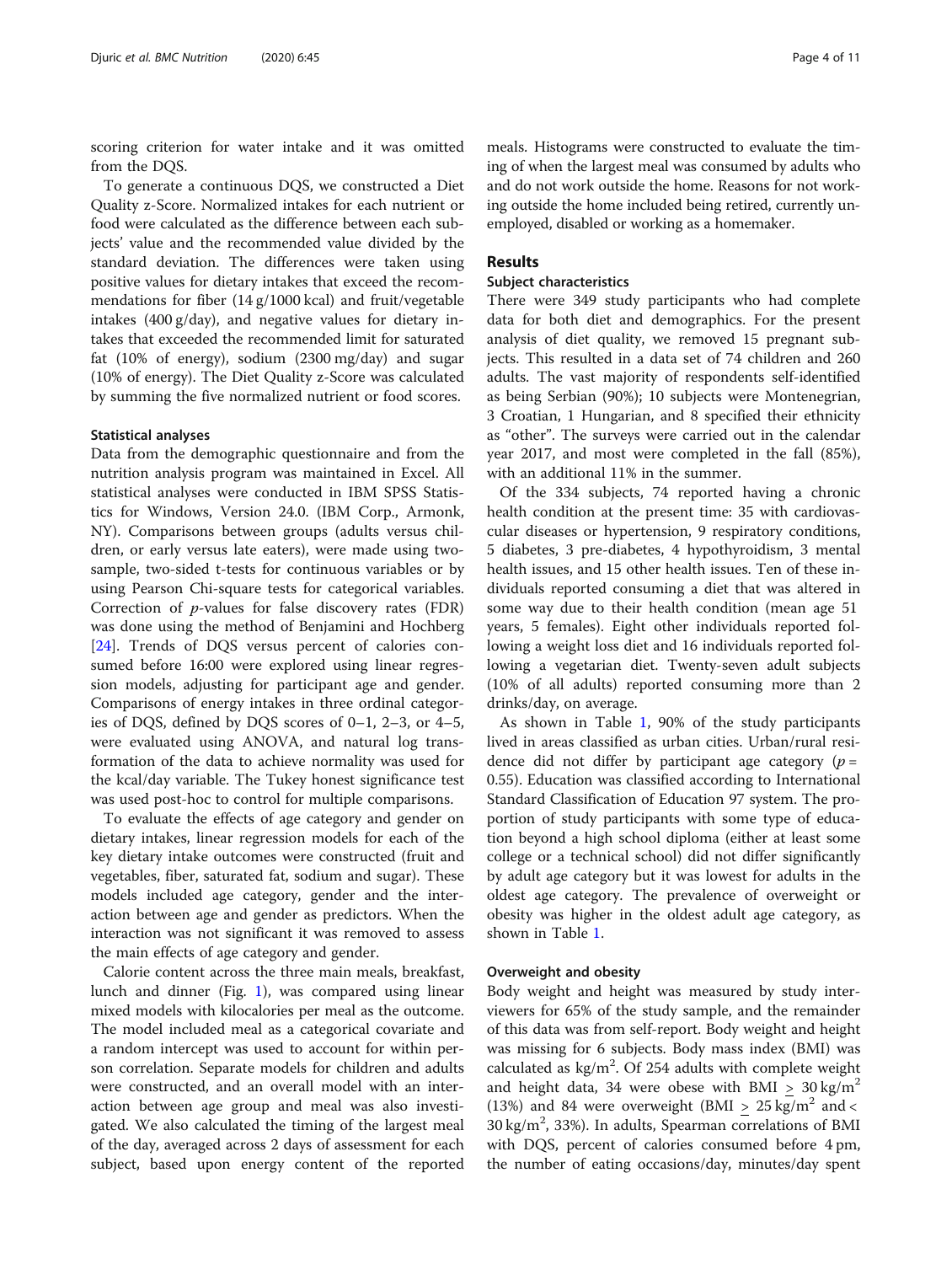scoring criterion for water intake and it was omitted from the DQS.

To generate a continuous DQS, we constructed a Diet Quality z-Score. Normalized intakes for each nutrient or food were calculated as the difference between each subjects' value and the recommended value divided by the standard deviation. The differences were taken using positive values for dietary intakes that exceed the recommendations for fiber (14 g/1000 kcal) and fruit/vegetable intakes (400 g/day), and negative values for dietary intakes that exceeded the recommended limit for saturated fat (10% of energy), sodium (2300 mg/day) and sugar (10% of energy). The Diet Quality z-Score was calculated by summing the five normalized nutrient or food scores.

### Statistical analyses

Data from the demographic questionnaire and from the nutrition analysis program was maintained in Excel. All statistical analyses were conducted in IBM SPSS Statistics for Windows, Version 24.0. (IBM Corp., Armonk, NY). Comparisons between groups (adults versus children, or early versus late eaters), were made using two-sample, two-sided t-tests for continuous variables or by using Pearson Chi-square tests for categorical variables. Correction of *p*-values for false discovery rates (FDR) was done using the method of Benjamini and Hochberg [24]. Trends of DQS versus percent of calories consumed before 16:00 were explored using linear regression models, adjusting for participant age and gender. Comparisons of energy intakes in three ordinal categories of DQS, defined by DQS scores of 0–1, 2–3, or 4–5, were evaluated using ANOVA, and natural log transformation of the data to achieve normality was used for the kcal/day variable. The Tukey honest significance test was used post-hoc to control for multiple comparisons.

To evaluate the effects of age category and gender on dietary intakes, linear regression models for each of the key dietary intake outcomes were constructed (fruit and vegetables, fiber, saturated fat, sodium and sugar). These models included age category, gender and the interaction between age and gender as predictors. When the interaction was not significant it was removed to assess the main effects of age category and gender.

Calorie content across the three main meals, breakfast, lunch and dinner (Fig. 1), was compared using linear mixed models with kilocalories per meal as the outcome. The model included meal as a categorical covariate and a random intercept was used to account for within person correlation. Separate models for children and adults were constructed, and an overall model with an interaction between age group and meal was also investigated. We also calculated the timing of the largest meal of the day, averaged across 2 days of assessment for each subject, based upon energy content of the reported meals. Histograms were constructed to evaluate the timing of when the largest meal was consumed by adults who and do not work outside the home. Reasons for not working outside the home included being retired, currently unemployed, disabled or working as a homemaker.

## Results

### Subject characteristics

There were 349 study participants who had complete data for both diet and demographics. For the present analysis of diet quality, we removed 15 pregnant subjects. This resulted in a data set of 74 children and 260 adults. The vast majority of respondents self-identified as being Serbian (90%); 10 subjects were Montenegrian, 3 Croatian, 1 Hungarian, and 8 specified their ethnicity as "other". The surveys were carried out in the calendar year 2017, and most were completed in the fall (85%), with an additional 11% in the summer.

Of the 334 subjects, 74 reported having a chronic health condition at the present time: 35 with cardiovascular diseases or hypertension, 9 respiratory conditions, 5 diabetes, 3 pre-diabetes, 4 hypothyroidism, 3 mental health issues, and 15 other health issues. Ten of these individuals reported consuming a diet that was altered in some way due to their health condition (mean age 51 years, 5 females). Eight other individuals reported following a weight loss diet and 16 individuals reported following a vegetarian diet. Twenty-seven adult subjects (10% of all adults) reported consuming more than 2 drinks/day, on average.

As shown in Table 1, 90% of the study participants lived in areas classified as urban cities. Urban/rural residence did not differ by participant age category ($p = 0.55$). Education was classified according to International Standard Classification of Education 97 system. The proportion of study participants with some type of education beyond a high school diploma (either at least some college or a technical school) did not differ significantly by adult age category but it was lowest for adults in the oldest age category. The prevalence of overweight or obesity was higher in the oldest adult age category, as shown in Table 1.

### Overweight and obesity

Body weight and height was measured by study interviewers for 65% of the study sample, and the remainder of this data was from self-report. Body weight and height was missing for 6 subjects. Body mass index (BMI) was calculated as $kg/m^2$. Of 254 adults with complete weight and height data, 34 were obese with BMI $\geq$ 30 $kg/m^2$ (13%) and 84 were overweight (BMI $\geq$ 25 $kg/m^2$ and < 30 $kg/m^2$, 33%). In adults, Spearman correlations of BMI with DQS, percent of calories consumed before 4 pm, the number of eating occasions/day, minutes/day spent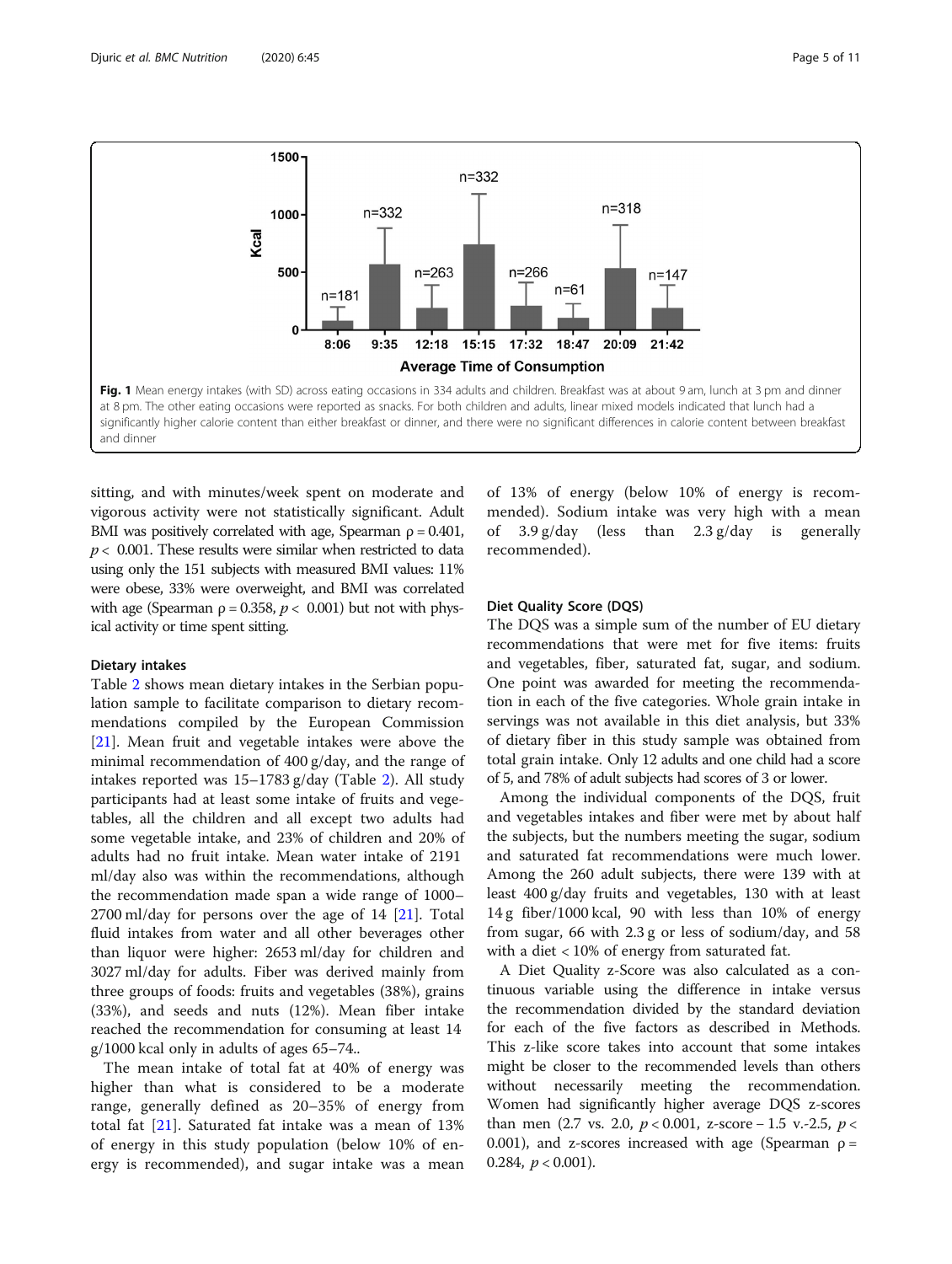Fig. 1 Mean energy intakes (with SD) across eating occasions in 334 adults and children. Breakfast was at about 9 am, lunch at 3 pm and dinner at 8 pm. The other eating occasions were reported as snacks. For both children and adults, linear mixed models indicated that lunch had a significantly higher calorie content than either breakfast or dinner, and there were no significant differences in calorie content between breakfast and dinner

sitting, and with minutes/week spent on moderate and vigorous activity were not statistically significant. Adult BMI was positively correlated with age, Spearman ρ = 0.401, $p < 0.001$. These results were similar when restricted to data using only the 151 subjects with measured BMI values: 11% were obese, 33% were overweight, and BMI was correlated with age (Spearman ρ = 0.358, $p < 0.001$) but not with physical activity or time spent sitting.

### Dietary intakes

Table 2 shows mean dietary intakes in the Serbian population sample to facilitate comparison to dietary recommendations compiled by the European Commission [21]. Mean fruit and vegetable intakes were above the minimal recommendation of 400 g/day, and the range of intakes reported was 15–1783 g/day (Table 2). All study participants had at least some intake of fruits and vegetables, all the children and all except two adults had some vegetable intake, and 23% of children and 20% of adults had no fruit intake. Mean water intake of 2191 ml/day also was within the recommendations, although the recommendation made span a wide range of 1000–2700 ml/day for persons over the age of 14 [21]. Total fluid intakes from water and all other beverages other than liquor were higher: 2653 ml/day for children and 3027 ml/day for adults. Fiber was derived mainly from three groups of foods: fruits and vegetables (38%), grains (33%), and seeds and nuts (12%). Mean fiber intake reached the recommendation for consuming at least 14 g/1000 kcal only in adults of ages 65–74..

The mean intake of total fat at 40% of energy was higher than what is considered to be a moderate range, generally defined as 20–35% of energy from total fat [21]. Saturated fat intake was a mean of 13% of energy in this study population (below 10% of energy is recommended), and sugar intake was a mean of 13% of energy (below 10% of energy is recommended). Sodium intake was very high with a mean of 3.9 g/day (less than 2.3 g/day is generally recommended).

### Diet Quality Score (DQS)

The DQS was a simple sum of the number of EU dietary recommendations that were met for five items: fruits and vegetables, fiber, saturated fat, sugar, and sodium. One point was awarded for meeting the recommendation in each of the five categories. Whole grain intake in servings was not available in this diet analysis, but 33% of dietary fiber in this study sample was obtained from total grain intake. Only 12 adults and one child had a score of 5, and 78% of adult subjects had scores of 3 or lower.

Among the individual components of the DQS, fruit and vegetables intakes and fiber were met by about half the subjects, but the numbers meeting the sugar, sodium and saturated fat recommendations were much lower. Among the 260 adult subjects, there were 139 with at least 400 g/day fruits and vegetables, 130 with at least 14 g fiber/1000 kcal, 90 with less than 10% of energy from sugar, 66 with 2.3 g or less of sodium/day, and 58 with a diet < 10% of energy from saturated fat.

A Diet Quality z-Score was also calculated as a continuous variable using the difference in intake versus the recommendation divided by the standard deviation for each of the five factors as described in Methods. This z-like score takes into account that some intakes might be closer to the recommended levels than others without necessarily meeting the recommendation. Women had significantly higher average DQS z-scores than men (2.7 vs. 2.0, $p < 0.001$, z-score – 1.5 v.-2.5, $p < 0.001$), and z-scores increased with age (Spearman ρ = 0.284, $p < 0.001$).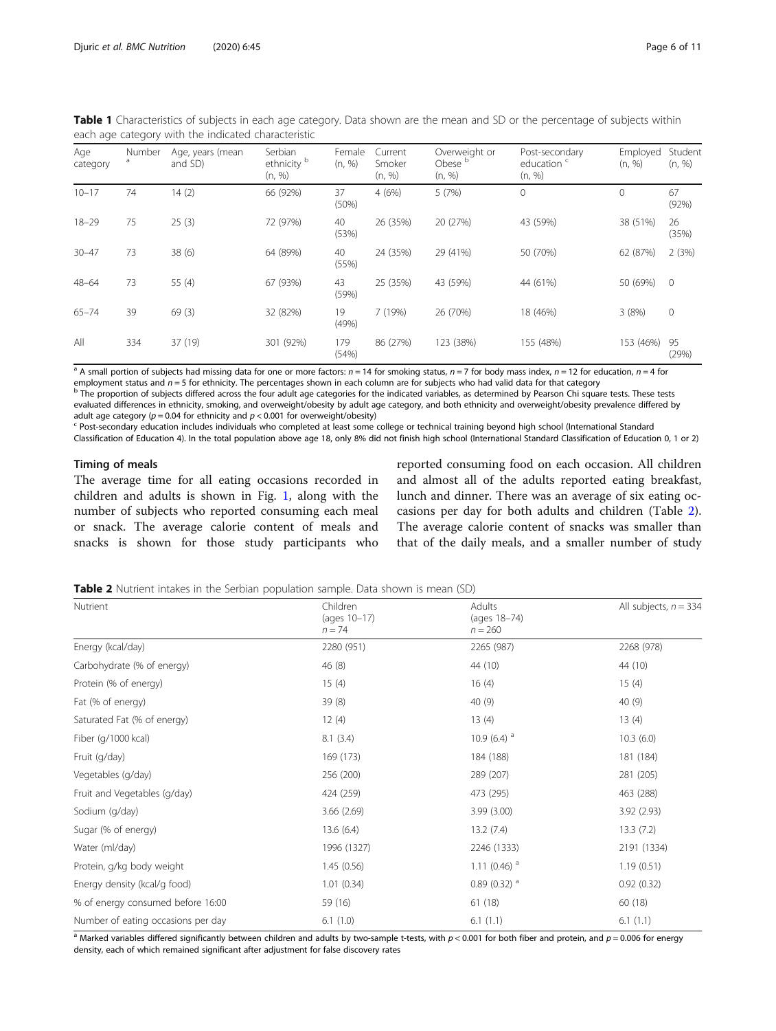**Table 1** Characteristics of subjects in each age category. Data shown are the mean and SD or the percentage of subjects within each age category with the indicated characteristic

| Age category | Number [a] | Age, years (mean and SD) | Serbian ethnicity [b] (n, %) | Female (n, %) | Current Smoker (n, %) | Overweight or Obese [b] (n, %) | Post-secondary education [c] (n, %) | Employed (n, %) | Student (n, %) |
|---|---|---|---|---|---|---|---|---|---|
| 10–17 | 74 | 14 (2) | 66 (92%) | 37 (50%) | 4 (6%) | 5 (7%) | 0 | 0 | 67 (92%) |
| 18–29 | 75 | 25 (3) | 72 (97%) | 40 (53%) | 26 (35%) | 20 (27%) | 43 (59%) | 38 (51%) | 26 (35%) |
| 30–47 | 73 | 38 (6) | 64 (89%) | 40 (55%) | 24 (35%) | 29 (41%) | 50 (70%) | 62 (87%) | 2 (3%) |
| 48–64 | 73 | 55 (4) | 67 (93%) | 43 (59%) | 25 (35%) | 43 (59%) | 44 (61%) | 50 (69%) | 0 |
| 65–74 | 39 | 69 (3) | 32 (82%) | 19 (49%) | 7 (19%) | 26 (70%) | 18 (46%) | 3 (8%) | 0 |
| All | 334 | 37 (19) | 301 (92%) | 179 (54%) | 86 (27%) | 123 (38%) | 155 (48%) | 153 (46%) | 95 (29%) |

[a] A small portion of subjects had missing data for one or more factors: $n = 14$ for smoking status, $n = 7$ for body mass index, $n = 12$ for education, $n = 4$ for employment status and $n = 5$ for ethnicity. The percentages shown in each column are for subjects who had valid data for that category

[b] The proportion of subjects differed across the four adult age categories for the indicated variables, as determined by Pearson Chi square tests. These tests evaluated differences in ethnicity, smoking, and overweight/obesity by adult age category, and both ethnicity and overweight/obesity prevalence differed by adult age category ($p = 0.04$ for ethnicity and $p < 0.001$ for overweight/obesity)

[c] Post-secondary education includes individuals who completed at least some college or technical training beyond high school (International Standard Classification of Education 4). In the total population above age 18, only 8% did not finish high school (International Standard Classification of Education 0, 1 or 2)

### Timing of meals

The average time for all eating occasions recorded in children and adults is shown in Fig. 1, along with the number of subjects who reported consuming each meal or snack. The average calorie content of meals and snacks is shown for those study participants who reported consuming food on each occasion. All children and almost all of the adults reported eating breakfast, lunch and dinner. There was an average of six eating occasions per day for both adults and children (Table 2). The average calorie content of snacks was smaller than that of the daily meals, and a smaller number of study

**Table 2** Nutrient intakes in the Serbian population sample. Data shown is mean (SD)

| Nutrient | Children (ages 10–17) $n = 74$ | Adults (ages 18–74) $n = 260$ | All subjects, $n = 334$ |
|---|---|---|---|
| Energy (kcal/day) | 2280 (951) | 2265 (987) | 2268 (978) |
| Carbohydrate (% of energy) | 46 (8) | 44 (10) | 44 (10) |
| Protein (% of energy) | 15 (4) | 16 (4) | 15 (4) |
| Fat (% of energy) | 39 (8) | 40 (9) | 40 (9) |
| Saturated Fat (% of energy) | 12 (4) | 13 (4) | 13 (4) |
| Fiber (g/1000 kcal) | 8.1 (3.4) | 10.9 (6.4) [a] | 10.3 (6.0) |
| Fruit (g/day) | 169 (173) | 184 (188) | 181 (184) |
| Vegetables (g/day) | 256 (200) | 289 (207) | 281 (205) |
| Fruit and Vegetables (g/day) | 424 (259) | 473 (295) | 463 (288) |
| Sodium (g/day) | 3.66 (2.69) | 3.99 (3.00) | 3.92 (2.93) |
| Sugar (% of energy) | 13.6 (6.4) | 13.2 (7.4) | 13.3 (7.2) |
| Water (ml/day) | 1996 (1327) | 2246 (1333) | 2191 (1334) |
| Protein, g/kg body weight | 1.45 (0.56) | 1.11 (0.46) [a] | 1.19 (0.51) |
| Energy density (kcal/g food) | 1.01 (0.34) | 0.89 (0.32) [a] | 0.92 (0.32) |
| % of energy consumed before 16:00 | 59 (16) | 61 (18) | 60 (18) |
| Number of eating occasions per day | 6.1 (1.0) | 6.1 (1.1) | 6.1 (1.1) |

[a] Marked variables differed significantly between children and adults by two-sample t-tests, with $p < 0.001$ for both fiber and protein, and $p = 0.006$ for energy density, each of which remained significant after adjustment for false discovery rates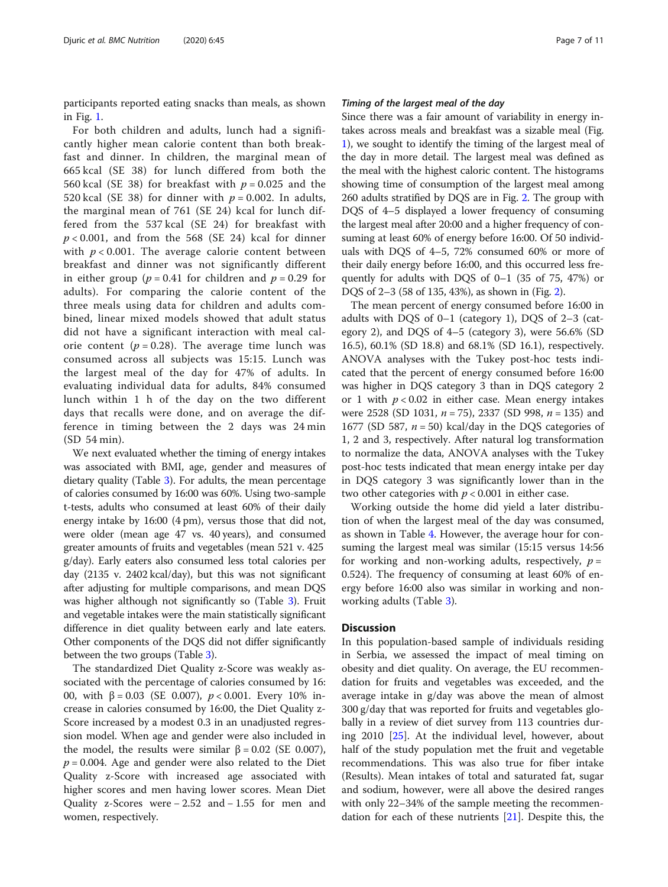participants reported eating snacks than meals, as shown in Fig. 1.

For both children and adults, lunch had a significantly higher mean calorie content than both breakfast and dinner. In children, the marginal mean of 665 kcal (SE 38) for lunch differed from both the 560 kcal (SE 38) for breakfast with $p = 0.025$ and the 520 kcal (SE 38) for dinner with $p = 0.002$. In adults, the marginal mean of 761 (SE 24) kcal for lunch differed from the 537 kcal (SE 24) for breakfast with $p < 0.001$, and from the 568 (SE 24) kcal for dinner with $p < 0.001$. The average calorie content between breakfast and dinner was not significantly different in either group ($p = 0.41$ for children and $p = 0.29$ for adults). For comparing the calorie content of the three meals using data for children and adults combined, linear mixed models showed that adult status did not have a significant interaction with meal calorie content ($p = 0.28$). The average time lunch was consumed across all subjects was 15:15. Lunch was the largest meal of the day for 47% of adults. In evaluating individual data for adults, 84% consumed lunch within 1 h of the day on the two different days that recalls were done, and on average the difference in timing between the 2 days was 24 min (SD 54 min).

We next evaluated whether the timing of energy intakes was associated with BMI, age, gender and measures of dietary quality (Table 3). For adults, the mean percentage of calories consumed by 16:00 was 60%. Using two-sample t-tests, adults who consumed at least 60% of their daily energy intake by 16:00 (4 pm), versus those that did not, were older (mean age 47 vs. 40 years), and consumed greater amounts of fruits and vegetables (mean 521 v. 425 g/day). Early eaters also consumed less total calories per day (2135 v. 2402 kcal/day), but this was not significant after adjusting for multiple comparisons, and mean DQS was higher although not significantly so (Table 3). Fruit and vegetable intakes were the main statistically significant difference in diet quality between early and late eaters. Other components of the DQS did not differ significantly between the two groups (Table 3).

The standardized Diet Quality z-Score was weakly associated with the percentage of calories consumed by 16:00, with $\beta = 0.03$ (SE 0.007), $p < 0.001$. Every 10% increase in calories consumed by 16:00, the Diet Quality z-Score increased by a modest 0.3 in an unadjusted regression model. When age and gender were also included in the model, the results were similar $\beta = 0.02$ (SE 0.007), $p = 0.004$. Age and gender were also related to the Diet Quality z-Score with increased age associated with higher scores and men having lower scores. Mean Diet Quality z-Scores were − 2.52 and − 1.55 for men and women, respectively.

#### Timing of the largest meal of the day

Since there was a fair amount of variability in energy intakes across meals and breakfast was a sizable meal (Fig. 1), we sought to identify the timing of the largest meal of the day in more detail. The largest meal was defined as the meal with the highest caloric content. The histograms showing time of consumption of the largest meal among 260 adults stratified by DQS are in Fig. 2. The group with DQS of 4–5 displayed a lower frequency of consuming the largest meal after 20:00 and a higher frequency of consuming at least 60% of energy before 16:00. Of 50 individuals with DQS of 4–5, 72% consumed 60% or more of their daily energy before 16:00, and this occurred less frequently for adults with DQS of 0–1 (35 of 75, 47%) or DQS of 2–3 (58 of 135, 43%), as shown in (Fig. 2).

The mean percent of energy consumed before 16:00 in adults with DQS of 0–1 (category 1), DQS of 2–3 (category 2), and DQS of 4–5 (category 3), were 56.6% (SD 16.5), 60.1% (SD 18.8) and 68.1% (SD 16.1), respectively. ANOVA analyses with the Tukey post-hoc tests indicated that the percent of energy consumed before 16:00 was higher in DQS category 3 than in DQS category 2 or 1 with $p < 0.02$ in either case. Mean energy intakes were 2528 (SD 1031, $n = 75$), 2337 (SD 998, $n = 135$) and 1677 (SD 587, $n = 50$) kcal/day in the DQS categories of 1, 2 and 3, respectively. After natural log transformation to normalize the data, ANOVA analyses with the Tukey post-hoc tests indicated that mean energy intake per day in DQS category 3 was significantly lower than in the two other categories with $p < 0.001$ in either case.

Working outside the home did yield a later distribution of when the largest meal of the day was consumed, as shown in Table 4. However, the average hour for consuming the largest meal was similar (15:15 versus 14:56 for working and non-working adults, respectively, $p = 0.524$). The frequency of consuming at least 60% of energy before 16:00 also was similar in working and non-working adults (Table 3).

## Discussion

In this population-based sample of individuals residing in Serbia, we assessed the impact of meal timing on obesity and diet quality. On average, the EU recommendation for fruits and vegetables was exceeded, and the average intake in g/day was above the mean of almost 300 g/day that was reported for fruits and vegetables globally in a review of diet survey from 113 countries during 2010 [25]. At the individual level, however, about half of the study population met the fruit and vegetable recommendations. This was also true for fiber intake (Results). Mean intakes of total and saturated fat, sugar and sodium, however, were all above the desired ranges with only 22–34% of the sample meeting the recommendation for each of these nutrients [21]. Despite this, the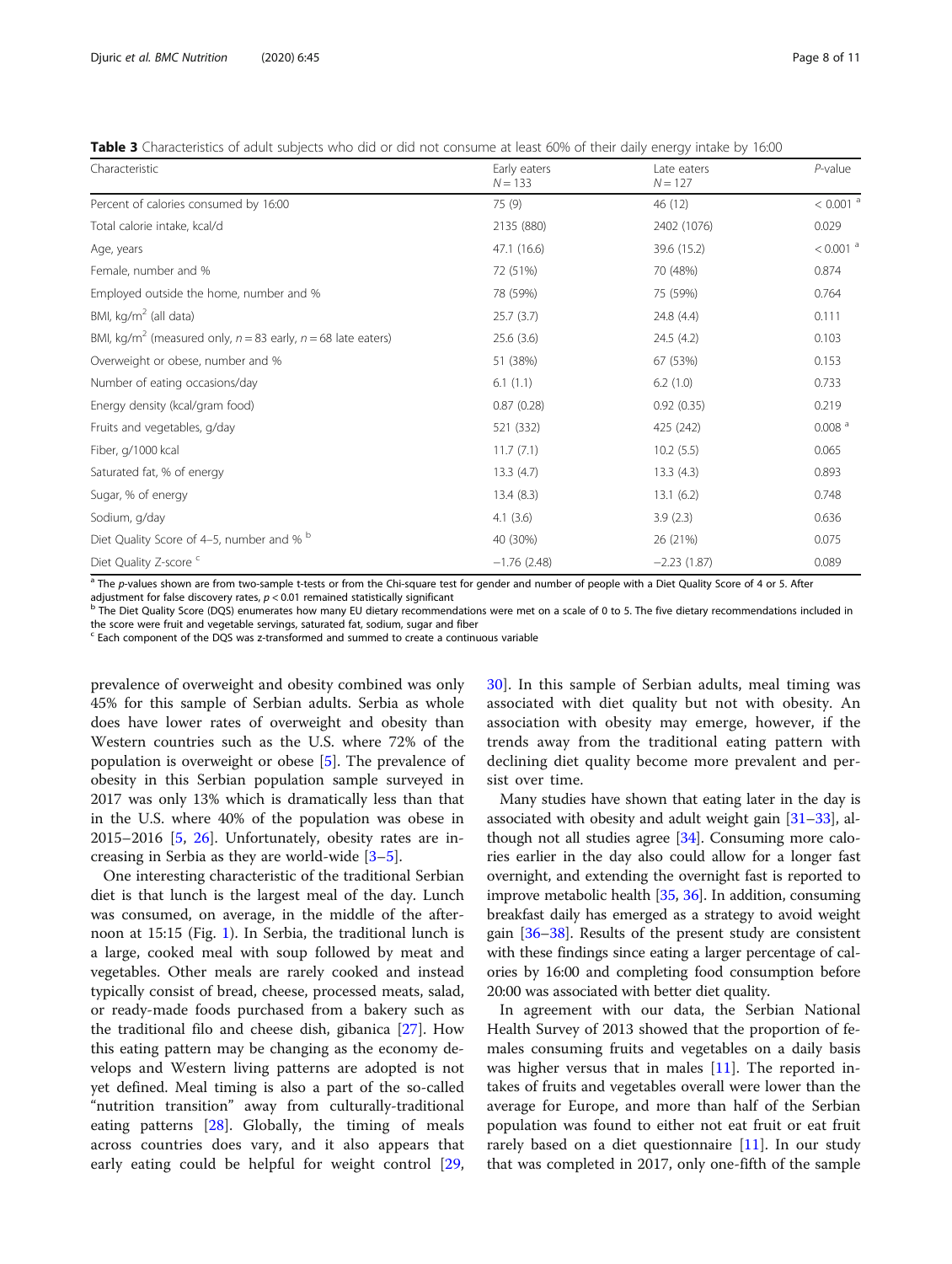**Table 3** Characteristics of adult subjects who did or did not consume at least 60% of their daily energy intake by 16:00

| Characteristic | Early eaters $N = 133$ | Late eaters $N = 127$ | $P$-value |
|---|---|---|---|
| Percent of calories consumed by 16:00 | 75 (9) | 46 (12) | < 0.001 [a] |
| Total calorie intake, kcal/d | 2135 (880) | 2402 (1076) | 0.029 |
| Age, years | 47.1 (16.6) | 39.6 (15.2) | < 0.001 [a] |
| Female, number and % | 72 (51%) | 70 (48%) | 0.874 |
| Employed outside the home, number and % | 78 (59%) | 75 (59%) | 0.764 |
| BMI, kg/m$^2$ (all data) | 25.7 (3.7) | 24.8 (4.4) | 0.111 |
| BMI, kg/m$^2$ (measured only, $n = 83$ early, $n = 68$ late eaters) | 25.6 (3.6) | 24.5 (4.2) | 0.103 |
| Overweight or obese, number and % | 51 (38%) | 67 (53%) | 0.153 |
| Number of eating occasions/day | 6.1 (1.1) | 6.2 (1.0) | 0.733 |
| Energy density (kcal/gram food) | 0.87 (0.28) | 0.92 (0.35) | 0.219 |
| Fruits and vegetables, g/day | 521 (332) | 425 (242) | 0.008 [a] |
| Fiber, g/1000 kcal | 11.7 (7.1) | 10.2 (5.5) | 0.065 |
| Saturated fat, % of energy | 13.3 (4.7) | 13.3 (4.3) | 0.893 |
| Sugar, % of energy | 13.4 (8.3) | 13.1 (6.2) | 0.748 |
| Sodium, g/day | 4.1 (3.6) | 3.9 (2.3) | 0.636 |
| Diet Quality Score of 4–5, number and % [b] | 40 (30%) | 26 (21%) | 0.075 |
| Diet Quality Z-score [c] | −1.76 (2.48) | −2.23 (1.87) | 0.089 |

[a] The $p$-values shown are from two-sample t-tests or from the Chi-square test for gender and number of people with a Diet Quality Score of 4 or 5. After adjustment for false discovery rates, $p < 0.01$ remained statistically significant

[b] The Diet Quality Score (DQS) enumerates how many EU dietary recommendations were met on a scale of 0 to 5. The five dietary recommendations included in the score were fruit and vegetable servings, saturated fat, sodium, sugar and fiber

[c] Each component of the DQS was z-transformed and summed to create a continuous variable

prevalence of overweight and obesity combined was only 45% for this sample of Serbian adults. Serbia as whole does have lower rates of overweight and obesity than Western countries such as the U.S. where 72% of the population is overweight or obese [5]. The prevalence of obesity in this Serbian population sample surveyed in 2017 was only 13% which is dramatically less than that in the U.S. where 40% of the population was obese in 2015–2016 [5, 26]. Unfortunately, obesity rates are increasing in Serbia as they are world-wide [3–5].

One interesting characteristic of the traditional Serbian diet is that lunch is the largest meal of the day. Lunch was consumed, on average, in the middle of the afternoon at 15:15 (Fig. 1). In Serbia, the traditional lunch is a large, cooked meal with soup followed by meat and vegetables. Other meals are rarely cooked and instead typically consist of bread, cheese, processed meats, salad, or ready-made foods purchased from a bakery such as the traditional filo and cheese dish, gibanica [27]. How this eating pattern may be changing as the economy develops and Western living patterns are adopted is not yet defined. Meal timing is also a part of the so-called "nutrition transition" away from culturally-traditional eating patterns [28]. Globally, the timing of meals across countries does vary, and it also appears that early eating could be helpful for weight control [29, 30]. In this sample of Serbian adults, meal timing was associated with diet quality but not with obesity. An association with obesity may emerge, however, if the trends away from the traditional eating pattern with declining diet quality become more prevalent and persist over time.

Many studies have shown that eating later in the day is associated with obesity and adult weight gain [31–33], although not all studies agree [34]. Consuming more calories earlier in the day also could allow for a longer fast overnight, and extending the overnight fast is reported to improve metabolic health [35, 36]. In addition, consuming breakfast daily has emerged as a strategy to avoid weight gain [36–38]. Results of the present study are consistent with these findings since eating a larger percentage of calories by 16:00 and completing food consumption before 20:00 was associated with better diet quality.

In agreement with our data, the Serbian National Health Survey of 2013 showed that the proportion of females consuming fruits and vegetables on a daily basis was higher versus that in males [11]. The reported intakes of fruits and vegetables overall were lower than the average for Europe, and more than half of the Serbian population was found to either not eat fruit or eat fruit rarely based on a diet questionnaire [11]. In our study that was completed in 2017, only one-fifth of the sample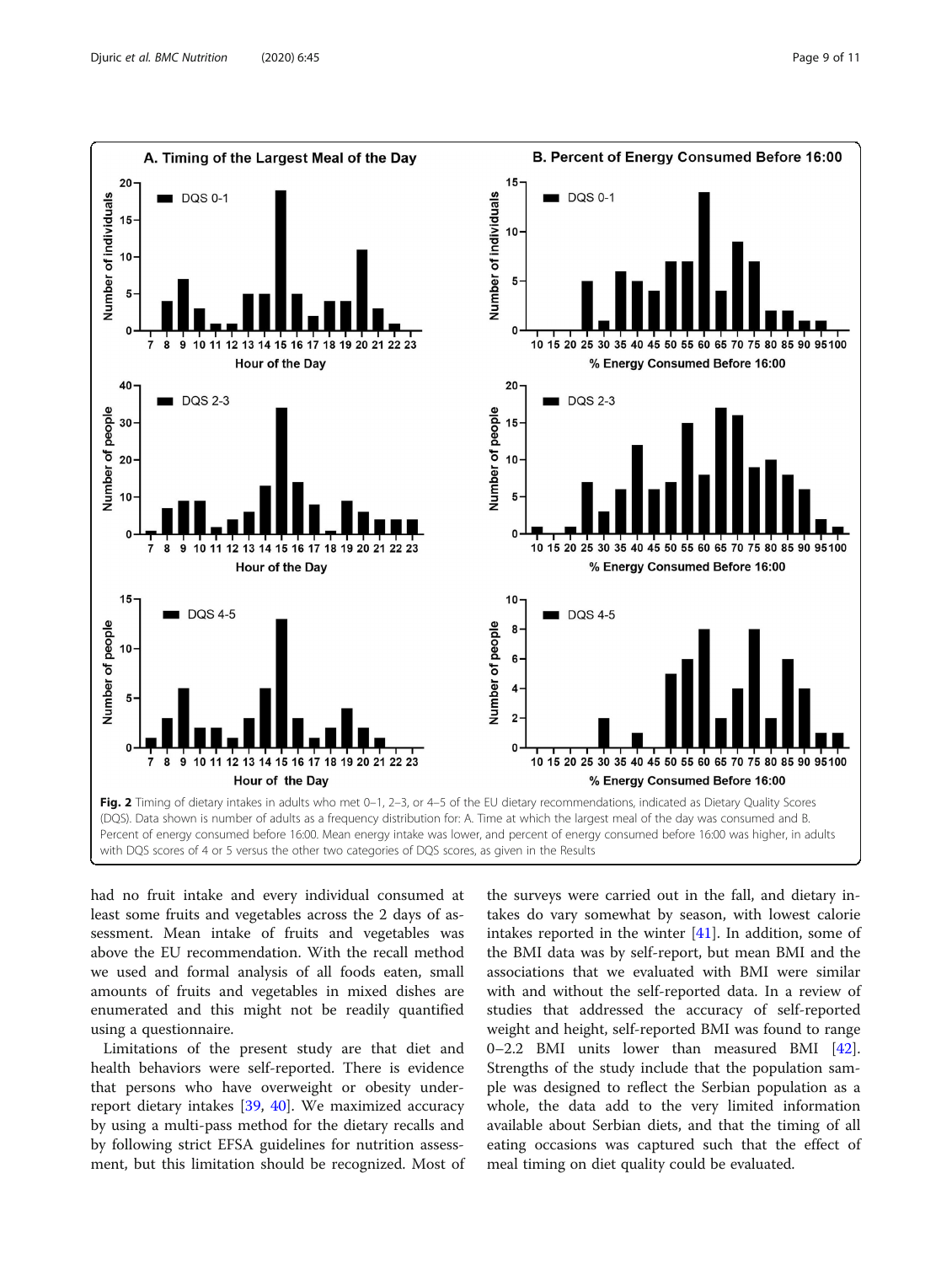Fig. 2 Timing of dietary intakes in adults who met 0–1, 2–3, or 4–5 of the EU dietary recommendations, indicated as Dietary Quality Scores (DQS). Data shown is number of adults as a frequency distribution for: A. Time at which the largest meal of the day was consumed and B. Percent of energy consumed before 16:00. Mean energy intake was lower, and percent of energy consumed before 16:00 was higher, in adults with DQS scores of 4 or 5 versus the other two categories of DQS scores, as given in the Results

had no fruit intake and every individual consumed at least some fruits and vegetables across the 2 days of assessment. Mean intake of fruits and vegetables was above the EU recommendation. With the recall method we used and formal analysis of all foods eaten, small amounts of fruits and vegetables in mixed dishes are enumerated and this might not be readily quantified using a questionnaire.

Limitations of the present study are that diet and health behaviors were self-reported. There is evidence that persons who have overweight or obesity under-report dietary intakes [39, 40]. We maximized accuracy by using a multi-pass method for the dietary recalls and by following strict EFSA guidelines for nutrition assessment, but this limitation should be recognized. Most of the surveys were carried out in the fall, and dietary intakes do vary somewhat by season, with lowest calorie intakes reported in the winter [41]. In addition, some of the BMI data was by self-report, but mean BMI and the associations that we evaluated with BMI were similar with and without the self-reported data. In a review of studies that addressed the accuracy of self-reported weight and height, self-reported BMI was found to range 0–2.2 BMI units lower than measured BMI [42]. Strengths of the study include that the population sample was designed to reflect the Serbian population as a whole, the data add to the very limited information available about Serbian diets, and that the timing of all eating occasions was captured such that the effect of meal timing on diet quality could be evaluated.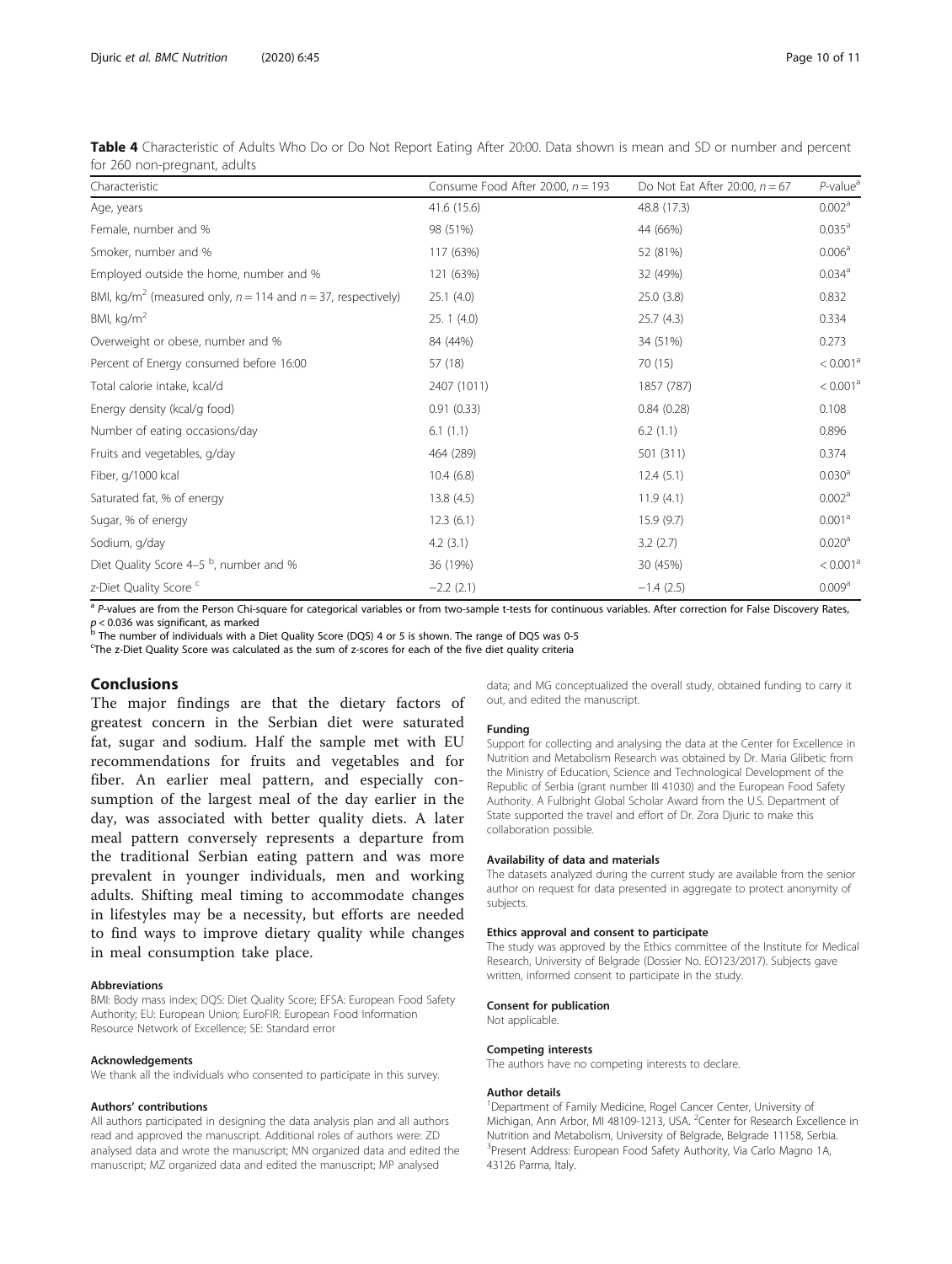**Table 4** Characteristic of Adults Who Do or Do Not Report Eating After 20:00. Data shown is mean and SD or number and percent for 260 non-pregnant, adults

| Characteristic | Consume Food After 20:00, $n = 193$ | Do Not Eat After 20:00, $n = 67$ | *P*-value[a] |
|---|---|---|---|
| Age, years | 41.6 (15.6) | 48.8 (17.3) | 0.002[a] |
| Female, number and % | 98 (51%) | 44 (66%) | 0.035[a] |
| Smoker, number and % | 117 (63%) | 52 (81%) | 0.006[a] |
| Employed outside the home, number and % | 121 (63%) | 32 (49%) | 0.034[a] |
| BMI, $kg/m^2$ (measured only, $n = 114$ and $n = 37$, respectively) | 25.1 (4.0) | 25.0 (3.8) | 0.832 |
| BMI, $kg/m^2$ | 25. 1 (4.0) | 25.7 (4.3) | 0.334 |
| Overweight or obese, number and % | 84 (44%) | 34 (51%) | 0.273 |
| Percent of Energy consumed before 16:00 | 57 (18) | 70 (15) | < 0.001[a] |
| Total calorie intake, kcal/d | 2407 (1011) | 1857 (787) | < 0.001[a] |
| Energy density (kcal/g food) | 0.91 (0.33) | 0.84 (0.28) | 0.108 |
| Number of eating occasions/day | 6.1 (1.1) | 6.2 (1.1) | 0.896 |
| Fruits and vegetables, g/day | 464 (289) | 501 (311) | 0.374 |
| Fiber, g/1000 kcal | 10.4 (6.8) | 12.4 (5.1) | 0.030[a] |
| Saturated fat, % of energy | 13.8 (4.5) | 11.9 (4.1) | 0.002[a] |
| Sugar, % of energy | 12.3 (6.1) | 15.9 (9.7) | 0.001[a] |
| Sodium, g/day | 4.2 (3.1) | 3.2 (2.7) | 0.020[a] |
| Diet Quality Score 4–5 [b], number and % | 36 (19%) | 30 (45%) | < 0.001[a] |
| z-Diet Quality Score [c] | −2.2 (2.1) | −1.4 (2.5) | 0.009[a] |

[a] *P*-values are from the Person Chi-square for categorical variables or from two-sample t-tests for continuous variables. After correction for False Discovery Rates, $p < 0.036$ was significant, as marked
[b] The number of individuals with a Diet Quality Score (DQS) 4 or 5 is shown. The range of DQS was 0-5
[c] The z-Diet Quality Score was calculated as the sum of z-scores for each of the five diet quality criteria

## Conclusions

The major findings are that the dietary factors of greatest concern in the Serbian diet were saturated fat, sugar and sodium. Half the sample met with EU recommendations for fruits and vegetables and for fiber. An earlier meal pattern, and especially consumption of the largest meal of the day earlier in the day, was associated with better quality diets. A later meal pattern conversely represents a departure from the traditional Serbian eating pattern and was more prevalent in younger individuals, men and working adults. Shifting meal timing to accommodate changes in lifestyles may be a necessity, but efforts are needed to find ways to improve dietary quality while changes in meal consumption take place.

#### Abbreviations

BMI: Body mass index; DQS: Diet Quality Score; EFSA: European Food Safety Authority; EU: European Union; EuroFIR: European Food Information Resource Network of Excellence; SE: Standard error

#### Acknowledgements

We thank all the individuals who consented to participate in this survey.

#### Authors' contributions

All authors participated in designing the data analysis plan and all authors read and approved the manuscript. Additional roles of authors were: ZD analysed data and wrote the manuscript; MN organized data and edited the manuscript; MZ organized data and edited the manuscript; MP analysed data; and MG conceptualized the overall study, obtained funding to carry it out, and edited the manuscript.

#### Funding

Support for collecting and analysing the data at the Center for Excellence in Nutrition and Metabolism Research was obtained by Dr. Maria Glibetic from the Ministry of Education, Science and Technological Development of the Republic of Serbia (grant number III 41030) and the European Food Safety Authority. A Fulbright Global Scholar Award from the U.S. Department of State supported the travel and effort of Dr. Zora Djuric to make this collaboration possible.

#### Availability of data and materials

The datasets analyzed during the current study are available from the senior author on request for data presented in aggregate to protect anonymity of subjects.

#### Ethics approval and consent to participate

The study was approved by the Ethics committee of the Institute for Medical Research, University of Belgrade (Dossier No. EO123/2017). Subjects gave written, informed consent to participate in the study.

#### Consent for publication

Not applicable.

#### Competing interests

The authors have no competing interests to declare.

#### Author details

[1]Department of Family Medicine, Rogel Cancer Center, University of Michigan, Ann Arbor, MI 48109-1213, USA. [2]Center for Research Excellence in Nutrition and Metabolism, University of Belgrade, Belgrade 11158, Serbia. [3]Present Address: European Food Safety Authority, Via Carlo Magno 1A, 43126 Parma, Italy.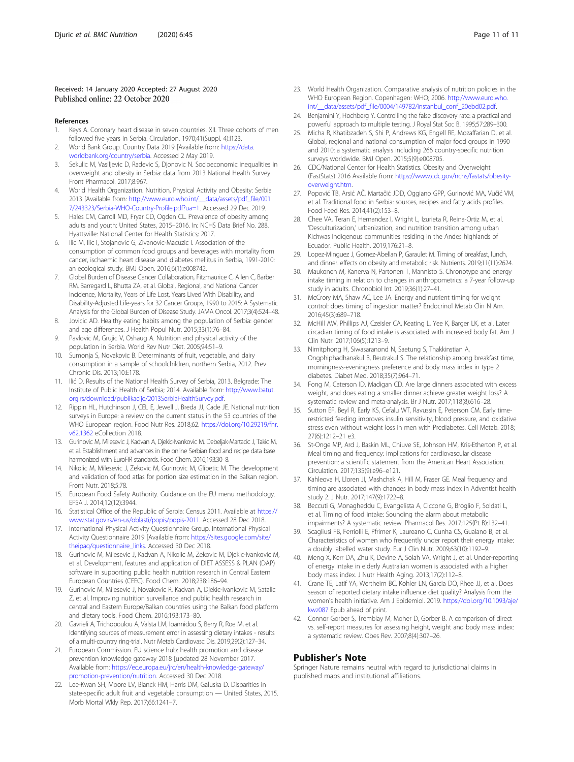Received: 14 January 2020 Accepted: 27 August 2020
Published online: 22 October 2020

## References

1. Keys A. Coronary heart disease in seven countries. XII. Three cohorts of men followed five years in Serbia. Circulation. 1970;41(Suppl. 4):I123.
2. World Bank Group. Country Data 2019 [Available from: https://data.worldbank.org/country/serbia. Accessed 2 May 2019.
3. Sekulic M, Vasiljevic D, Radevic S, Djonovic N. Socioeconomic inequalities in overweight and obesity in Serbia: data from 2013 National Health Survey. Front Pharmacol. 2017;8:967.
4. World Health Organization. Nutrition, Physical Activity and Obesity: Serbia 2013 [Available from: http://www.euro.who.int/__data/assets/pdf_file/0017/243323/Serbia-WHO-Country-Profile.pdf?ua=1. Accessed 29 Dec 2019.
5. Hales CM, Carroll MD, Fryar CD, Ogden CL. Prevalence of obesity among adults and youth: United States, 2015–2016. In: NCHS Data Brief No. 288. Hyattsville: National Center for Health Statistics; 2017.
6. Ilic M, Ilic I, Stojanovic G, Zivanovic-Macuzic I. Association of the consumption of common food groups and beverages with mortality from cancer, ischaemic heart disease and diabetes mellitus in Serbia, 1991-2010: an ecological study. BMJ Open. 2016;6(1):e008742.
7. Global Burden of Disease Cancer Collaboration, Fitzmaurice C, Allen C, Barber RM, Barregard L, Bhutta ZA, et al. Global, Regional, and National Cancer Incidence, Mortality, Years of Life Lost, Years Lived With Disability, and Disability-Adjusted Life-years for 32 Cancer Groups, 1990 to 2015: A Systematic Analysis for the Global Burden of Disease Study. JAMA Oncol. 2017;3(4):524–48.
8. Jovicic AD. Healthy eating habits among the population of Serbia: gender and age differences. J Health Popul Nutr. 2015;33(1):76–84.
9. Pavlovic M, Grujic V, Oshaug A. Nutrition and physical activity of the population in Serbia. World Rev Nutr Diet. 2005;94:51–9.
10. Sumonja S, Novakovic B. Determinants of fruit, vegetable, and dairy consumption in a sample of schoolchildren, northern Serbia, 2012. Prev Chronic Dis. 2013;10:E178.
11. Ilić D. Results of the National Health Survey of Serbia, 2013. Belgrade: The Institute of Public Health of Serbia; 2014. Available from: http://www.batut.org.rs/download/publikacije/2013SerbiaHealthSurvey.pdf.
12. Rippin HL, Hutchinson J, CEL E, Jewell J, Breda JJ, Cade JE. National nutrition surveys in Europe: a review on the current status in the 53 countries of the WHO European region. Food Nutr Res. 2018;62. https://doi.org/10.29219/fnr.v62.1362 eCollection 2018.
13. Gurinovic M, Milesevic J, Kadvan A, Djekic-Ivankovic M, Debeljak-Martacic J, Takic M, et al. Establishment and advances in the online Serbian food and recipe data base harmonized with EuroFIR standards. Food Chem. 2016;193:30–8.
14. Nikolic M, Milesevic J, Zekovic M, Gurinovic M, Glibetic M. The development and validation of food atlas for portion size estimation in the Balkan region. Front Nutr. 2018;5:78.
15. European Food Safety Authority. Guidance on the EU menu methodology. EFSA J. 2014;12(12):3944.
16. Statistical Office of the Republic of Serbia: Census 2011. Available at https://www.stat.gov.rs/en-us/oblasti/popis/popis-2011. Accessed 28 Dec 2018.
17. International Physical Activity Questionnaire Group. International Physical Activity Questionnaire 2019 [Available from: https://sites.google.com/site/theipaq/questionnaire_links. Accessed 30 Dec 2018.
18. Gurinovic M, Milesevic J, Kadvan A, Nikolic M, Zekovic M, Djekic-Ivankovic M, et al. Development, features and application of DIET ASSESS & PLAN (DAP) software in supporting public health nutrition research in Central Eastern European Countries (CEEC). Food Chem. 2018;238:186–94.
19. Gurinovic M, Milesevic J, Novakovic R, Kadvan A, Djekic-Ivankovic M, Satalic Z, et al. Improving nutrition surveillance and public health research in central and Eastern Europe/Balkan countries using the Balkan food platform and dietary tools. Food Chem. 2016;193:173–80.
20. Gavrieli A, Trichopoulou A, Valsta LM, Ioannidou S, Berry R, Roe M, et al. Identifying sources of measurement error in assessing dietary intakes - results of a multi-country ring-trial. Nutr Metab Cardiovasc Dis. 2019;29(2):127–34.
21. European Commission. EU science hub: health promotion and disease prevention knowledge gateway 2018 [updated 28 November 2017. Available from: https://ec.europa.eu/jrc/en/health-knowledge-gateway/promotion-prevention/nutrition. Accessed 30 Dec 2018.
22. Lee-Kwan SH, Moore LV, Blanck HM, Harris DM, Galuska D. Disparities in state-specific adult fruit and vegetable consumption — United States, 2015. Morb Mortal Wkly Rep. 2017;66:1241–7.
23. World Health Organization. Comparative analysis of nutrition policies in the WHO European Region. Copenhagen: WHO; 2006. http://www.euro.who.int/__data/assets/pdf_file/0004/149782/instanbul_conf_20ebd02.pdf.
24. Benjamini Y, Hochberg Y. Controlling the false discovery rate: a practical and powerful approach to multiple testing. J Royal Stat Soc B. 1995;57:289–300.
25. Micha R, Khatibzadeh S, Shi P, Andrews KG, Engell RE, Mozaffarian D, et al. Global, regional and national consumption of major food groups in 1990 and 2010: a systematic analysis including 266 country-specific nutrition surveys worldwide. BMJ Open. 2015;5(9):e008705.
26. CDC/National Center for Health Statistics. Obesity and Overweight (FastStats) 2016 Available from: https://www.cdc.gov/nchs/fastats/obesity-overweight.htm.
27. Popović TB, Arsić AČ, Martačić JDD, Oggiano GPP, Gurinović MA, Vučić VM, et al. Traditional food in Serbia: sources, recipes and fatty acids profiles. Food Feed Res. 2014;41(2):153–8.
28. Chee VA, Teran E, Hernandez I, Wright L, Izurieta R, Reina-Ortiz M, et al. 'Desculturizacion,' urbanization, and nutrition transition among urban Kichwas Indigenous communities residing in the Andes highlands of Ecuador. Public Health. 2019;176:21–8.
29. Lopez-Minguez J, Gomez-Abellan P, Garaulet M. Timing of breakfast, lunch, and dinner. effects on obesity and metabolic risk. Nutrients. 2019;11(11):2624.
30. Maukonen M, Kanerva N, Partonen T, Mannisto S. Chronotype and energy intake timing in relation to changes in anthropometrics: a 7-year follow-up study in adults. Chronobiol Int. 2019;36(1):27–41.
31. McCrory MA, Shaw AC, Lee JA. Energy and nutrient timing for weight control: does timing of ingestion matter? Endocrinol Metab Clin N Am. 2016;45(3):689–718.
32. McHill AW, Phillips AJ, Czeisler CA, Keating L, Yee K, Barger LK, et al. Later circadian timing of food intake is associated with increased body fat. Am J Clin Nutr. 2017;106(5):1213–9.
33. Nimitphong H, Siwasaranond N, Saetung S, Thakkinstian A, Ongphiphadhanakul B, Reutrakul S. The relationship among breakfast time, morningness-eveningness preference and body mass index in type 2 diabetes. Diabet Med. 2018;35(7):964–71.
34. Fong M, Caterson ID, Madigan CD. Are large dinners associated with excess weight, and does eating a smaller dinner achieve greater weight loss? A systematic review and meta-analysis. Br J Nutr. 2017;118(8):616–28.
35. Sutton EF, Beyl R, Early KS, Cefalu WT, Ravussin E, Peterson CM. Early time-restricted feeding improves insulin sensitivity, blood pressure, and oxidative stress even without weight loss in men with Prediabetes. Cell Metab. 2018;27(6):1212–21 e3.
36. St-Onge MP, Ard J, Baskin ML, Chiuve SE, Johnson HM, Kris-Etherton P, et al. Meal timing and frequency: implications for cardiovascular disease prevention: a scientific statement from the American Heart Association. Circulation. 2017;135(9):e96–e121.
37. Kahleova H, Lloren JI, Mashchak A, Hill M, Fraser GE. Meal frequency and timing are associated with changes in body mass index in Adventist health study 2. J Nutr. 2017;147(9):1722–8.
38. Beccuti G, Monagheddu C, Evangelista A, Ciccone G, Broglio F, Soldati L, et al. Timing of food intake: Sounding the alarm about metabolic impairments? A systematic review. Pharmacol Res. 2017;125(Pt B):132–41.
39. Scagliusi FB, Ferriolli E, Pfrimer K, Laureano C, Cunha CS, Gualano B, et al. Characteristics of women who frequently under report their energy intake: a doubly labelled water study. Eur J Clin Nutr. 2009;63(10):1192–9.
40. Meng X, Kerr DA, Zhu K, Devine A, Solah VA, Wright J, et al. Under-reporting of energy intake in elderly Australian women is associated with a higher body mass index. J Nutr Health Aging. 2013;17(2):112–8.
41. Crane TE, Latif YA, Wertheim BC, Kohler LN, Garcia DO, Rhee JJ, et al. Does season of reported dietary intake influence diet quality? Analysis from the women's health initiative. Am J Epidemiol. 2019. https://doi.org/10.1093/aje/kwz087 Epub ahead of print.
42. Connor Gorber S, Tremblay M, Moher D, Gorber B. A comparison of direct vs. self-report measures for assessing height, weight and body mass index: a systematic review. Obes Rev. 2007;8(4):307–26.

## Publisher's Note

Springer Nature remains neutral with regard to jurisdictional claims in published maps and institutional affiliations.